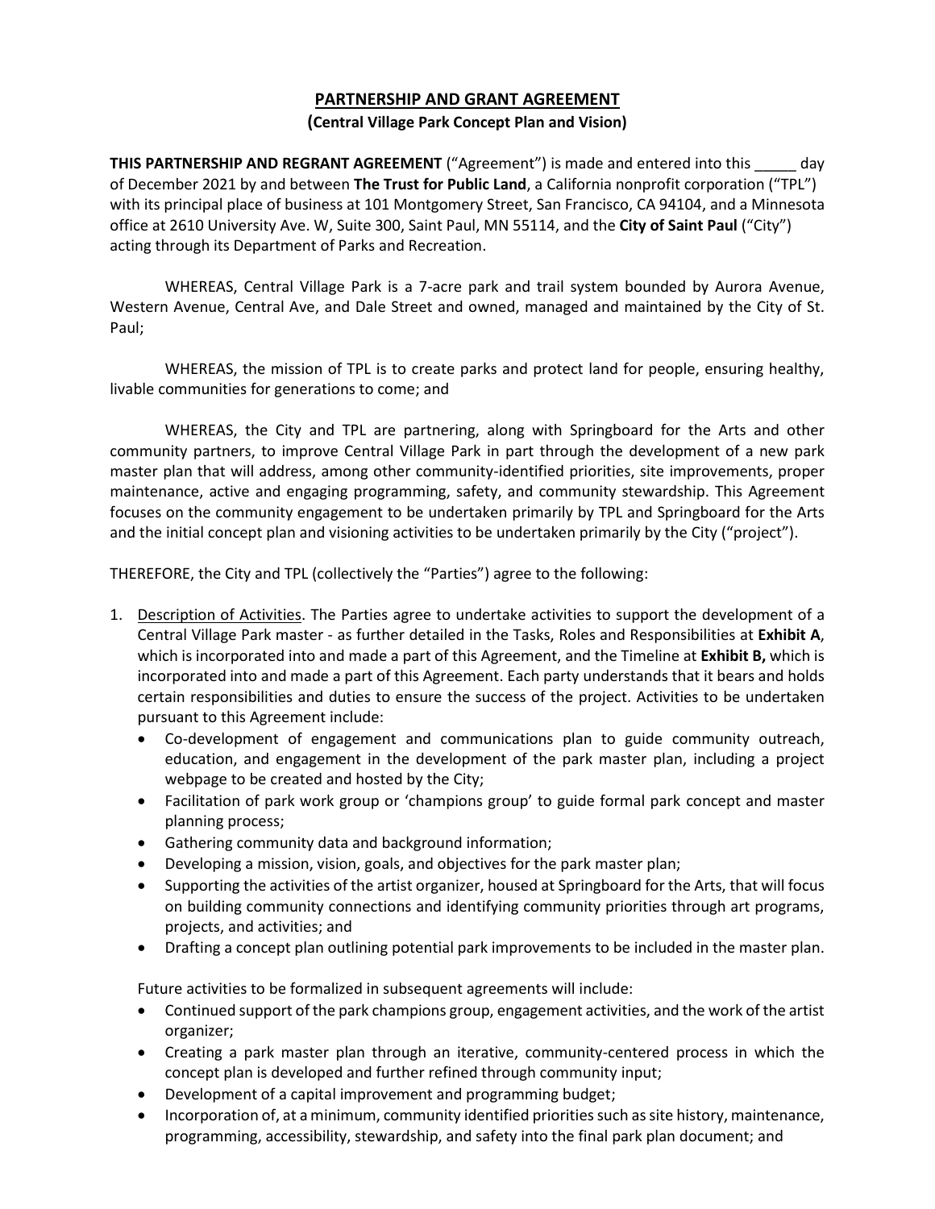# PARTNERSHIP AND GRANT AGREEMENT

**(Central Village Park Concept Plan and Vision)**

**THIS PARTNERSHIP AND REGRANT AGREEMENT** ("Agreement") is made and entered into this _____ day of December 2021 by and between **The Trust for Public Land**, a California nonprofit corporation ("TPL") with its principal place of business at 101 Montgomery Street, San Francisco, CA 94104, and a Minnesota office at 2610 University Ave. W, Suite 300, Saint Paul, MN 55114, and the **City of Saint Paul** ("City") acting through its Department of Parks and Recreation.

WHEREAS, Central Village Park is a 7-acre park and trail system bounded by Aurora Avenue, Western Avenue, Central Ave, and Dale Street and owned, managed and maintained by the City of St. Paul;

WHEREAS, the mission of TPL is to create parks and protect land for people, ensuring healthy, livable communities for generations to come; and

WHEREAS, the City and TPL are partnering, along with Springboard for the Arts and other community partners, to improve Central Village Park in part through the development of a new park master plan that will address, among other community-identified priorities, site improvements, proper maintenance, active and engaging programming, safety, and community stewardship. This Agreement focuses on the community engagement to be undertaken primarily by TPL and Springboard for the Arts and the initial concept plan and visioning activities to be undertaken primarily by the City ("project").

THEREFORE, the City and TPL (collectively the "Parties") agree to the following:

1. Description of Activities. The Parties agree to undertake activities to support the development of a Central Village Park master - as further detailed in the Tasks, Roles and Responsibilities at **Exhibit A**, which is incorporated into and made a part of this Agreement, and the Timeline at **Exhibit B,** which is incorporated into and made a part of this Agreement. Each party understands that it bears and holds certain responsibilities and duties to ensure the success of the project. Activities to be undertaken pursuant to this Agreement include:
   - Co-development of engagement and communications plan to guide community outreach, education, and engagement in the development of the park master plan, including a project webpage to be created and hosted by the City;
   - Facilitation of park work group or 'champions group' to guide formal park concept and master planning process;
   - Gathering community data and background information;
   - Developing a mission, vision, goals, and objectives for the park master plan;
   - Supporting the activities of the artist organizer, housed at Springboard for the Arts, that will focus on building community connections and identifying community priorities through art programs, projects, and activities; and
   - Drafting a concept plan outlining potential park improvements to be included in the master plan.

   Future activities to be formalized in subsequent agreements will include:
   - Continued support of the park champions group, engagement activities, and the work of the artist organizer;
   - Creating a park master plan through an iterative, community-centered process in which the concept plan is developed and further refined through community input;
   - Development of a capital improvement and programming budget;
   - Incorporation of, at a minimum, community identified priorities such as site history, maintenance, programming, accessibility, stewardship, and safety into the final park plan document; and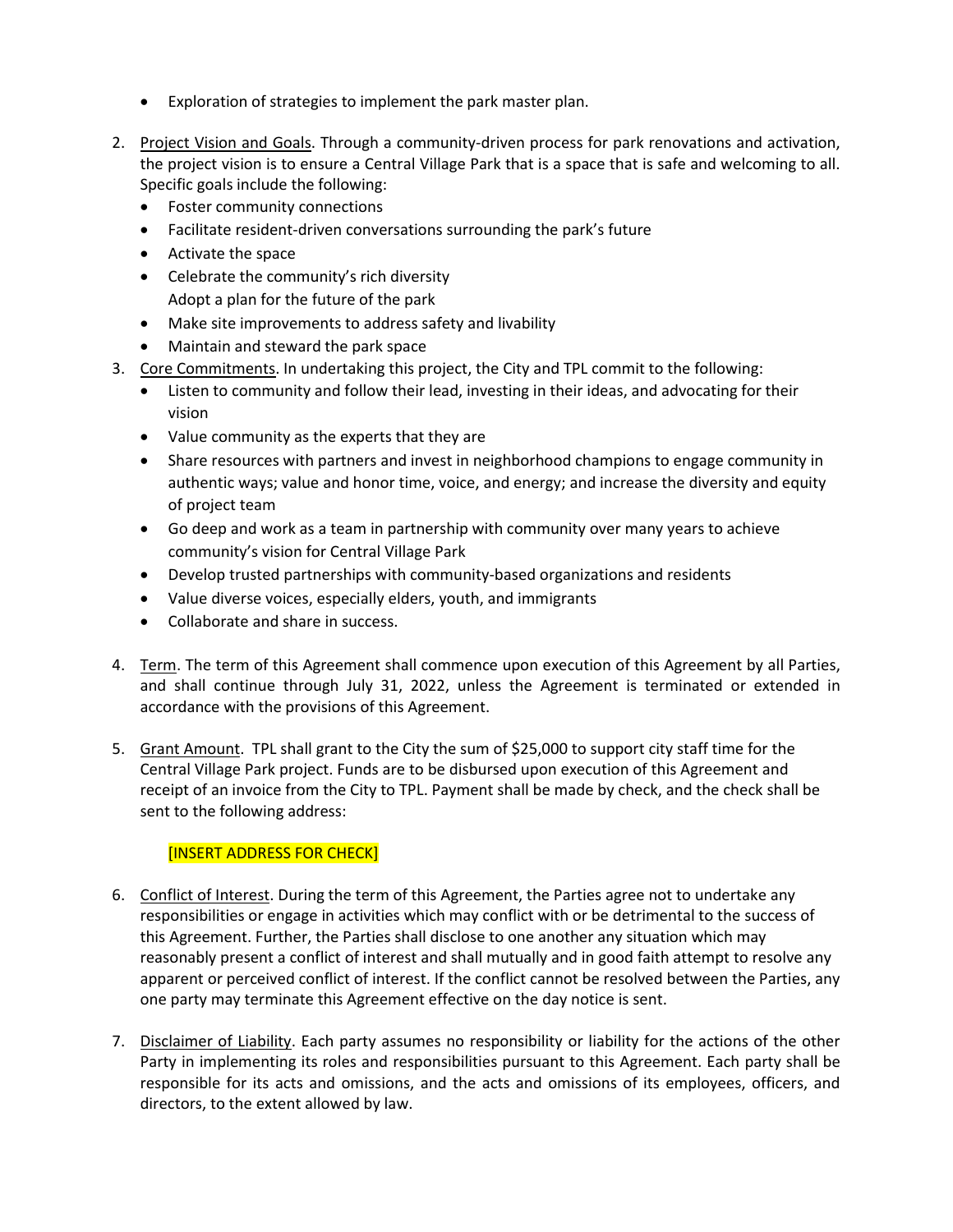- Exploration of strategies to implement the park master plan.

2. Project Vision and Goals. Through a community-driven process for park renovations and activation, the project vision is to ensure a Central Village Park that is a space that is safe and welcoming to all. Specific goals include the following:
   - Foster community connections
   - Facilitate resident-driven conversations surrounding the park's future
   - Activate the space
   - Celebrate the community's rich diversity
     Adopt a plan for the future of the park
   - Make site improvements to address safety and livability
   - Maintain and steward the park space
3. Core Commitments. In undertaking this project, the City and TPL commit to the following:
   - Listen to community and follow their lead, investing in their ideas, and advocating for their vision
   - Value community as the experts that they are
   - Share resources with partners and invest in neighborhood champions to engage community in authentic ways; value and honor time, voice, and energy; and increase the diversity and equity of project team
   - Go deep and work as a team in partnership with community over many years to achieve community's vision for Central Village Park
   - Develop trusted partnerships with community-based organizations and residents
   - Value diverse voices, especially elders, youth, and immigrants
   - Collaborate and share in success.

4. Term. The term of this Agreement shall commence upon execution of this Agreement by all Parties, and shall continue through July 31, 2022, unless the Agreement is terminated or extended in accordance with the provisions of this Agreement.

5. Grant Amount. TPL shall grant to the City the sum of $25,000 to support city staff time for the Central Village Park project. Funds are to be disbursed upon execution of this Agreement and receipt of an invoice from the City to TPL. Payment shall be made by check, and the check shall be sent to the following address:

   [INSERT ADDRESS FOR CHECK]

6. Conflict of Interest. During the term of this Agreement, the Parties agree not to undertake any responsibilities or engage in activities which may conflict with or be detrimental to the success of this Agreement. Further, the Parties shall disclose to one another any situation which may reasonably present a conflict of interest and shall mutually and in good faith attempt to resolve any apparent or perceived conflict of interest. If the conflict cannot be resolved between the Parties, any one party may terminate this Agreement effective on the day notice is sent.

7. Disclaimer of Liability. Each party assumes no responsibility or liability for the actions of the other Party in implementing its roles and responsibilities pursuant to this Agreement. Each party shall be responsible for its acts and omissions, and the acts and omissions of its employees, officers, and directors, to the extent allowed by law.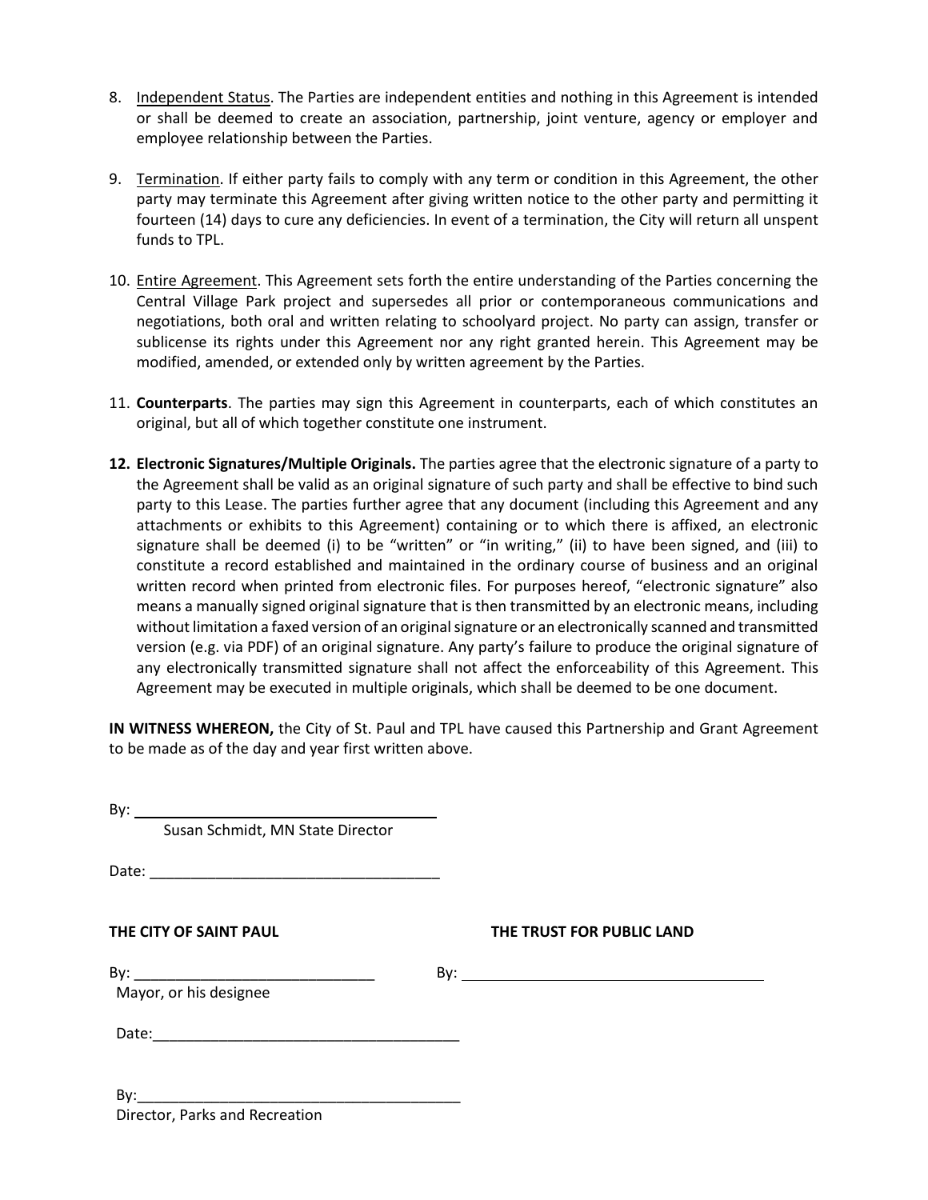8. Independent Status. The Parties are independent entities and nothing in this Agreement is intended or shall be deemed to create an association, partnership, joint venture, agency or employer and employee relationship between the Parties.

9. Termination. If either party fails to comply with any term or condition in this Agreement, the other party may terminate this Agreement after giving written notice to the other party and permitting it fourteen (14) days to cure any deficiencies. In event of a termination, the City will return all unspent funds to TPL.

10. Entire Agreement. This Agreement sets forth the entire understanding of the Parties concerning the Central Village Park project and supersedes all prior or contemporaneous communications and negotiations, both oral and written relating to schoolyard project. No party can assign, transfer or sublicense its rights under this Agreement nor any right granted herein. This Agreement may be modified, amended, or extended only by written agreement by the Parties.

11. **Counterparts**. The parties may sign this Agreement in counterparts, each of which constitutes an original, but all of which together constitute one instrument.

12. **Electronic Signatures/Multiple Originals.** The parties agree that the electronic signature of a party to the Agreement shall be valid as an original signature of such party and shall be effective to bind such party to this Lease. The parties further agree that any document (including this Agreement and any attachments or exhibits to this Agreement) containing or to which there is affixed, an electronic signature shall be deemed (i) to be "written" or "in writing," (ii) to have been signed, and (iii) to constitute a record established and maintained in the ordinary course of business and an original written record when printed from electronic files. For purposes hereof, "electronic signature" also means a manually signed original signature that is then transmitted by an electronic means, including without limitation a faxed version of an original signature or an electronically scanned and transmitted version (e.g. via PDF) of an original signature. Any party's failure to produce the original signature of any electronically transmitted signature shall not affect the enforceability of this Agreement. This Agreement may be executed in multiple originals, which shall be deemed to be one document.

**IN WITNESS WHEREON,** the City of St. Paul and TPL have caused this Partnership and Grant Agreement to be made as of the day and year first written above.

By: ____________________________________
Susan Schmidt, MN State Director

Date: ____________________________________

**THE CITY OF SAINT PAUL**

By: ____________________________
Mayor, or his designee

Date: ____________________________________

By: ____________________________________
Director, Parks and Recreation

**THE TRUST FOR PUBLIC LAND**

By: ____________________________________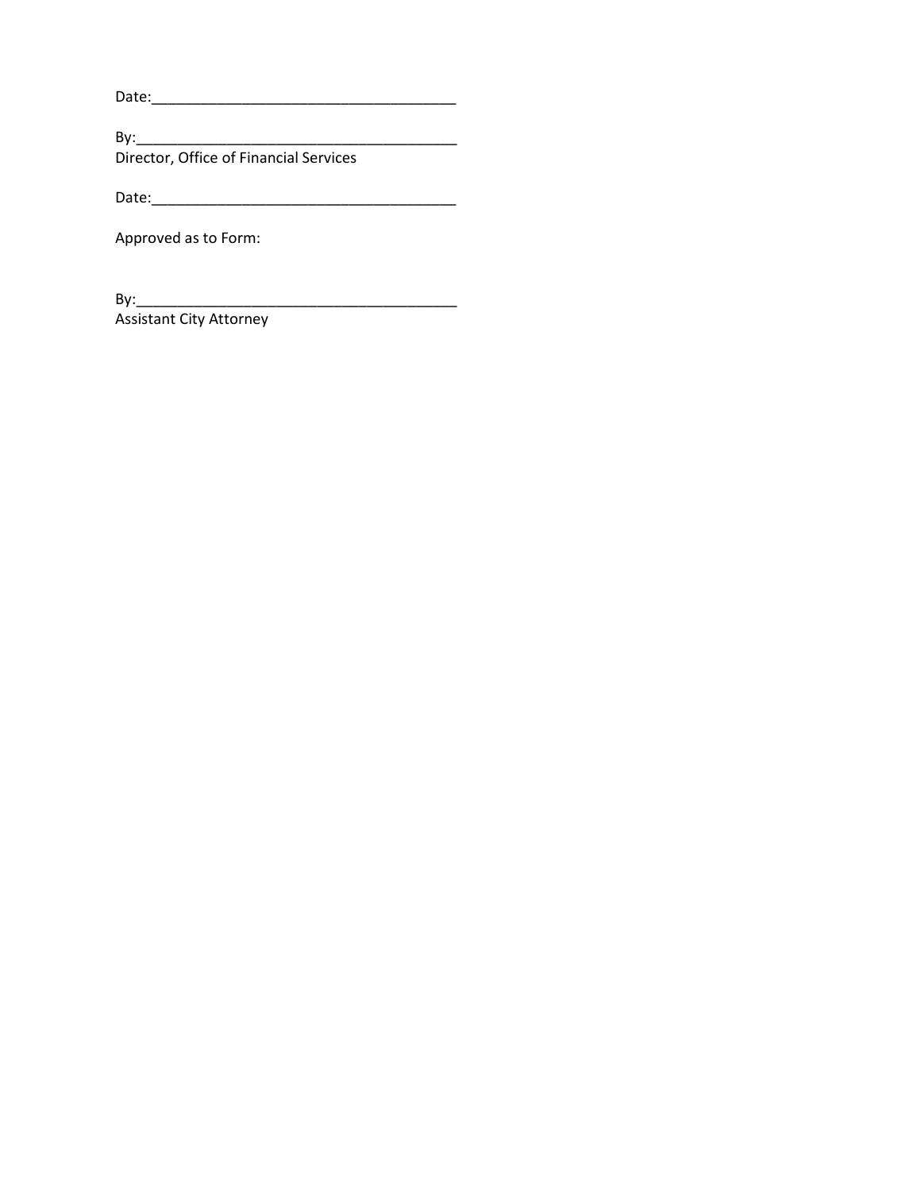Date:\_\_\_\_\_\_\_\_\_\_\_\_\_\_\_\_\_\_\_\_\_\_\_\_\_\_\_\_\_\_\_\_\_\_\_\_\_\_\_

By:\_\_\_\_\_\_\_\_\_\_\_\_\_\_\_\_\_\_\_\_\_\_\_\_\_\_\_\_\_\_\_\_\_\_\_\_\_\_\_\_\_
Director, Office of Financial Services

Date:\_\_\_\_\_\_\_\_\_\_\_\_\_\_\_\_\_\_\_\_\_\_\_\_\_\_\_\_\_\_\_\_\_\_\_\_\_\_\_

Approved as to Form:

By:\_\_\_\_\_\_\_\_\_\_\_\_\_\_\_\_\_\_\_\_\_\_\_\_\_\_\_\_\_\_\_\_\_\_\_\_\_\_\_\_\_
Assistant City Attorney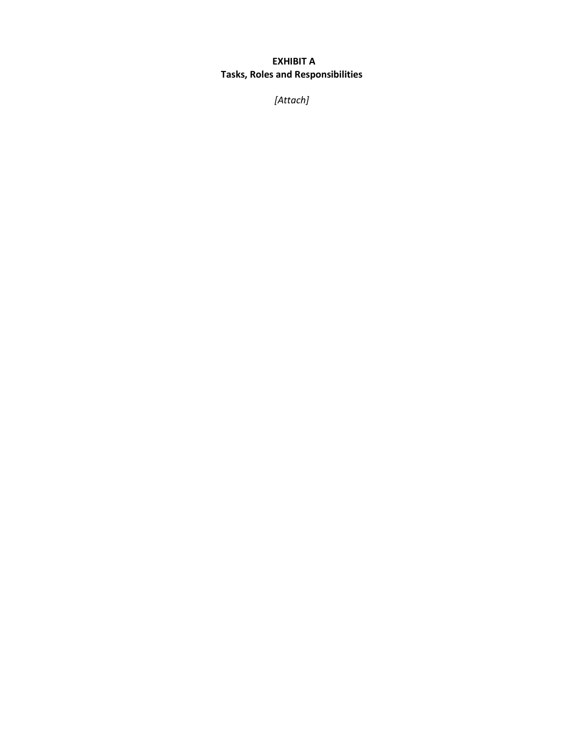**EXHIBIT A**
**Tasks, Roles and Responsibilities**

*[Attach]*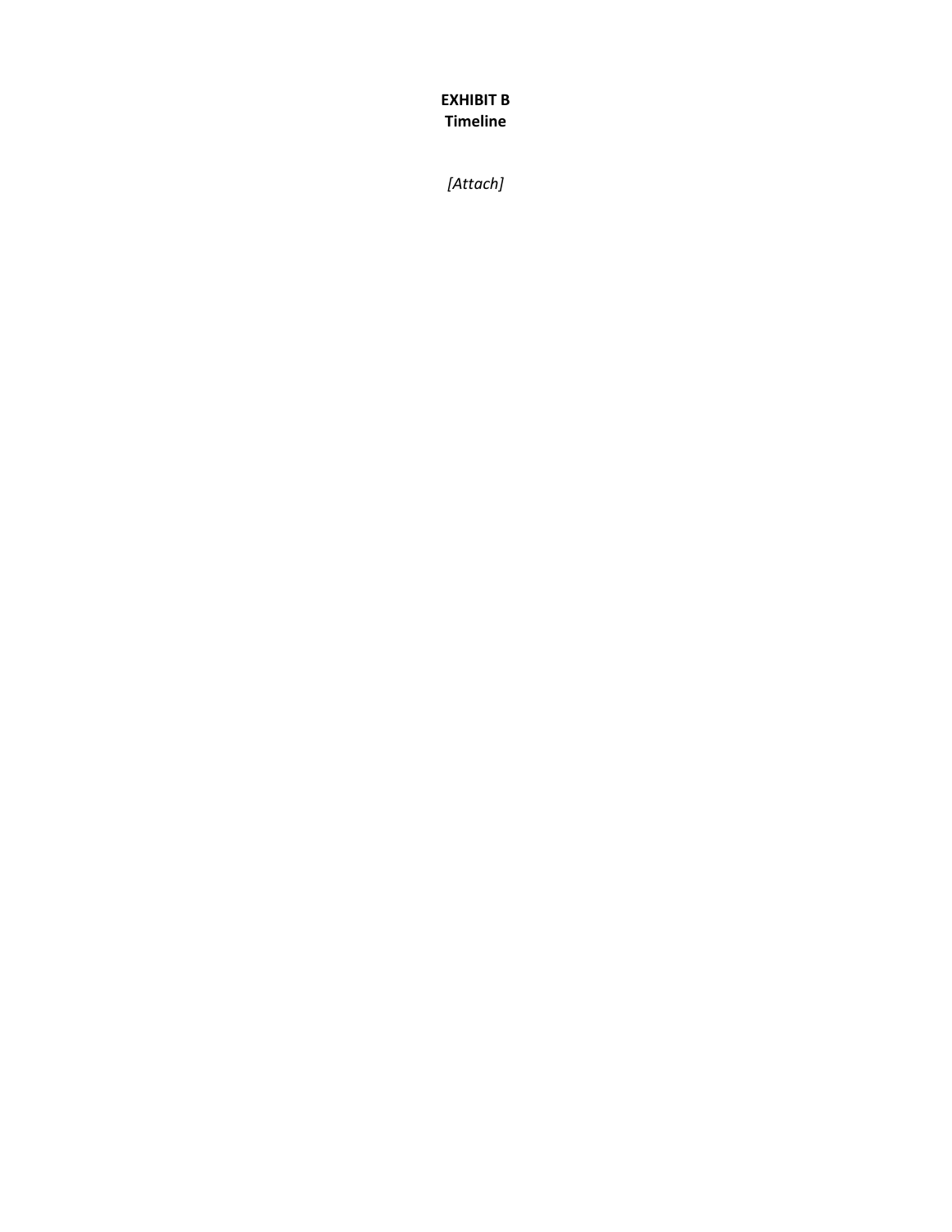**EXHIBIT B**
**Timeline**

*[Attach]*